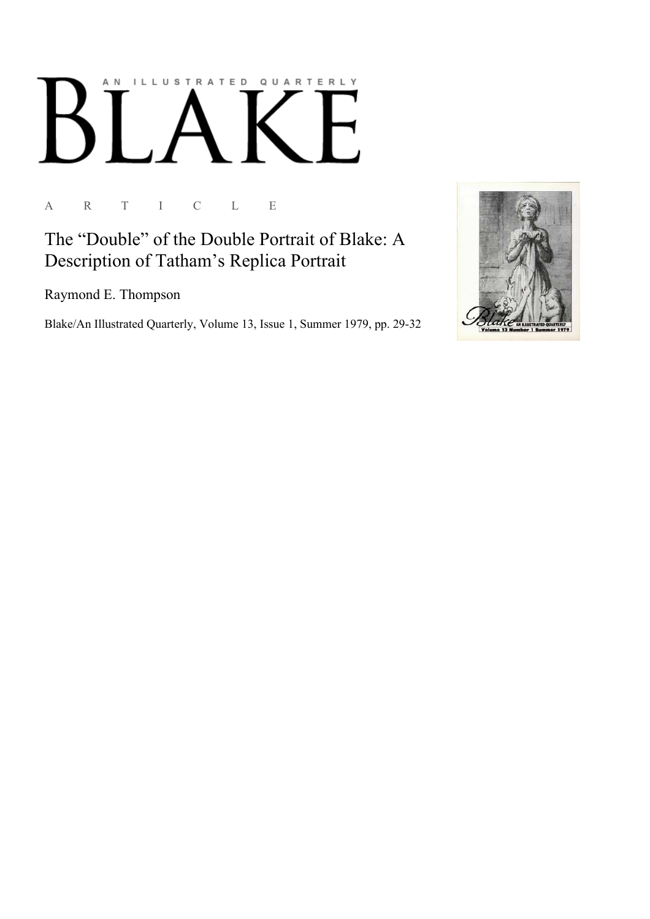AN ILLUSTRATED QUARTERLY

# BLAKE

A R T I C L E

## The “Double” of the Double Portrait of Blake: A Description of Tatham’s Replica Portrait

Raymond E. Thompson

Blake/An Illustrated Quarterly, Volume 13, Issue 1, Summer 1979, pp. 29-32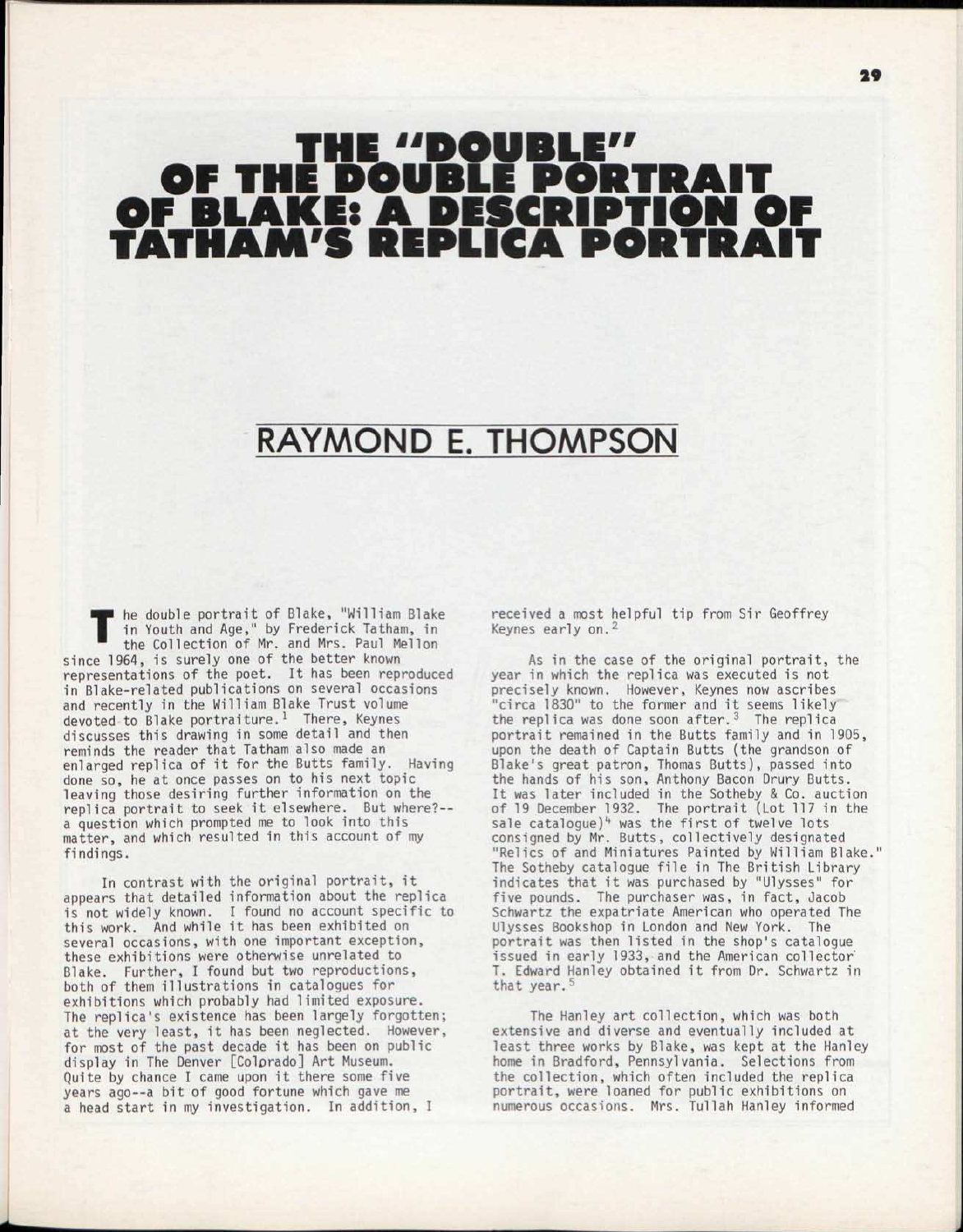# THE "DOUBLE" OF THE DOUBLE PORTRAIT OF BLAKE: A DESCRIPTION OF TATHAM'S REPLICA PORTRAIT

## RAYMOND E. THOMPSON

The double portrait of Blake, "William Blake in Youth and Age," by Frederick Tatham, in the Collection of Mr. and Mrs. Paul Mellon since 1964, is surely one of the better known representations of the poet. It has been reproduced in Blake-related publications on several occasions and recently in the William Blake Trust volume devoted to Blake portraiture.[1] There, Keynes discusses this drawing in some detail and then reminds the reader that Tatham also made an enlarged replica of it for the Butts family. Having done so, he at once passes on to his next topic leaving those desiring further information on the replica portrait to seek it elsewhere. But where?--a question which prompted me to look into this matter, and which resulted in this account of my findings.

In contrast with the original portrait, it appears that detailed information about the replica is not widely known. I found no account specific to this work. And while it has been exhibited on several occasions, with one important exception, these exhibitions were otherwise unrelated to Blake. Further, I found but two reproductions, both of them illustrations in catalogues for exhibitions which probably had limited exposure. The replica's existence has been largely forgotten; at the very least, it has been neglected. However, for most of the past decade it has been on public display in The Denver [Colorado] Art Museum. Quite by chance I came upon it there some five years ago--a bit of good fortune which gave me a head start in my investigation. In addition, I received a most helpful tip from Sir Geoffrey Keynes early on.[2]

As in the case of the original portrait, the year in which the replica was executed is not precisely known. However, Keynes now ascribes "circa 1830" to the former and it seems likely the replica was done soon after.[3] The replica portrait remained in the Butts family and in 1905, upon the death of Captain Butts (the grandson of Blake's great patron, Thomas Butts), passed into the hands of his son, Anthony Bacon Drury Butts. It was later included in the Sotheby & Co. auction of 19 December 1932. The portrait (Lot 117 in the sale catalogue)[4] was the first of twelve lots consigned by Mr. Butts, collectively designated "Relics of and Miniatures Painted by William Blake." The Sotheby catalogue file in The British Library indicates that it was purchased by "Ulysses" for five pounds. The purchaser was, in fact, Jacob Schwartz the expatriate American who operated The Ulysses Bookshop in London and New York. The portrait was then listed in the shop's catalogue issued in early 1933, and the American collector T. Edward Hanley obtained it from Dr. Schwartz in that year.[5]

The Hanley art collection, which was both extensive and diverse and eventually included at least three works by Blake, was kept at the Hanley home in Bradford, Pennsylvania. Selections from the collection, which often included the replica portrait, were loaned for public exhibitions on numerous occasions. Mrs. Tullah Hanley informed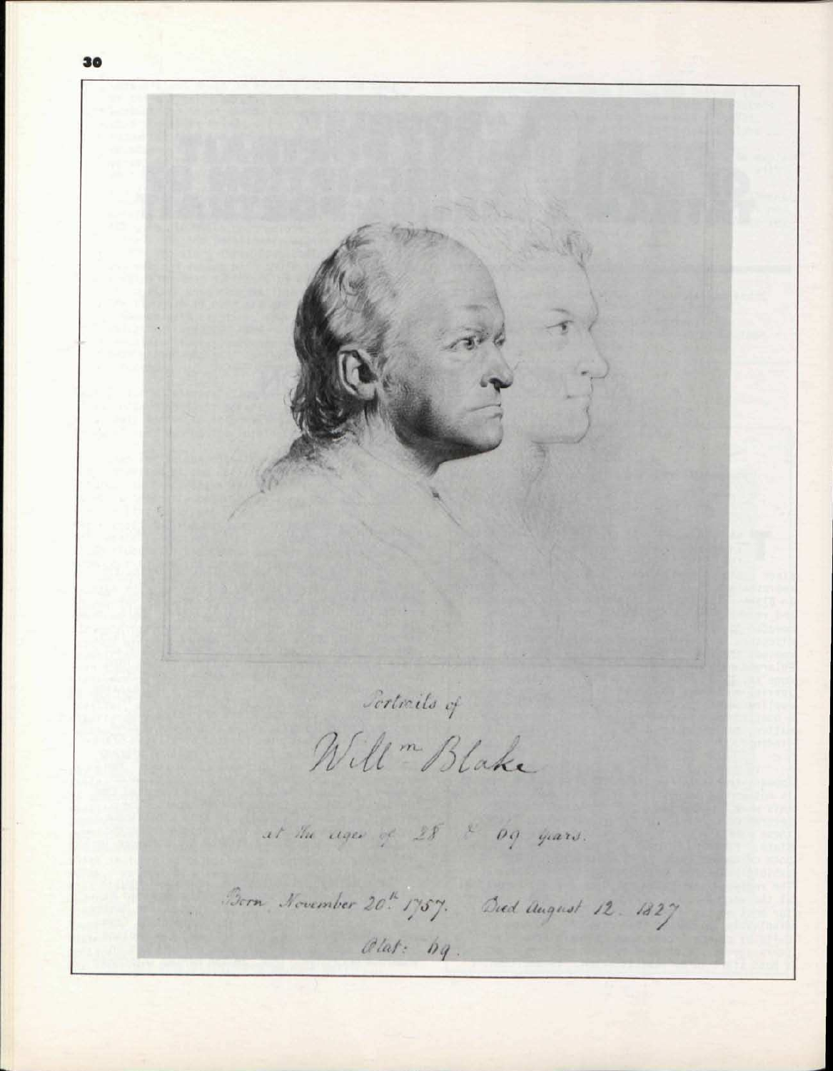Portraits of

Will^m Blake

at the ages of 28 & 69 years.

Born November 20^th 1757. Died August 12. 1827

Ætat: 69.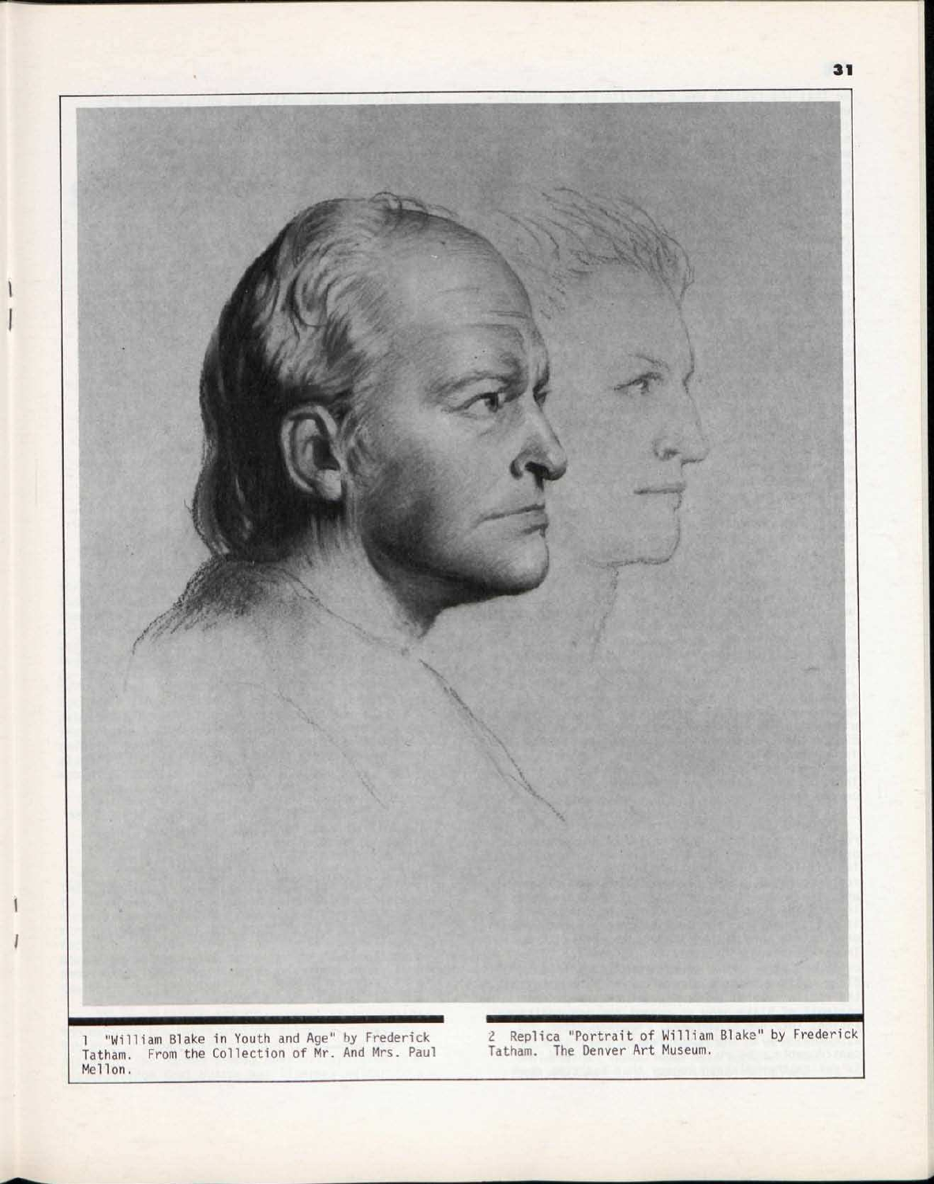1 "William Blake in Youth and Age" by Frederick Tatham. From the Collection of Mr. And Mrs. Paul Mellon.

2 Replica "Portrait of William Blake" by Frederick Tatham. The Denver Art Museum.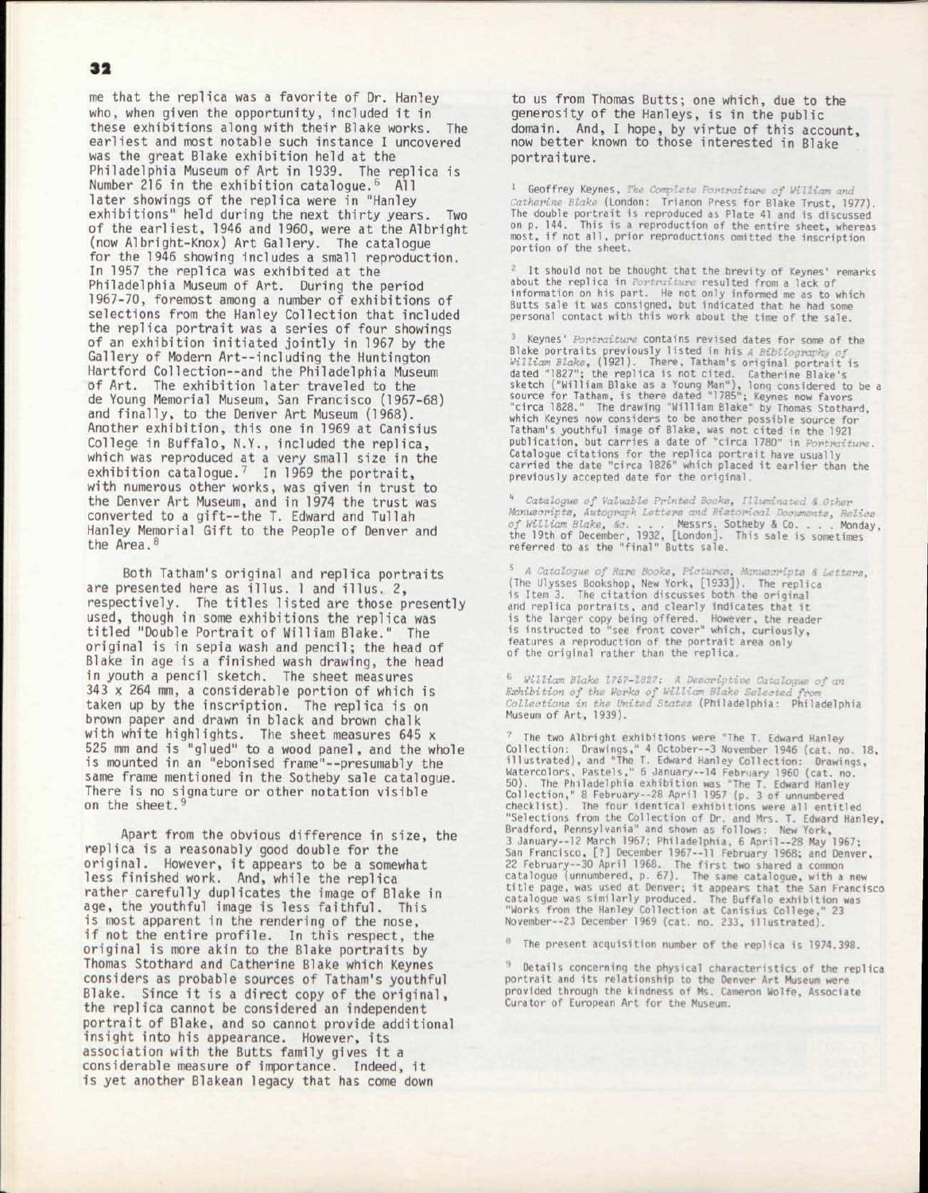me that the replica was a favorite of Dr. Hanley who, when given the opportunity, included it in these exhibitions along with their Blake works. The earliest and most notable such instance I uncovered was the great Blake exhibition held at the Philadelphia Museum of Art in 1939. The replica is Number 216 in the exhibition catalogue.[6] All later showings of the replica were in "Hanley exhibitions" held during the next thirty years. Two of the earliest, 1946 and 1960, were at the Albright (now Albright-Knox) Art Gallery. The catalogue for the 1946 showing includes a small reproduction. In 1957 the replica was exhibited at the Philadelphia Museum of Art. During the period 1967-70, foremost among a number of exhibitions of selections from the Hanley Collection that included the replica portrait was a series of four showings of an exhibition initiated jointly in 1967 by the Gallery of Modern Art--including the Huntington Hartford Collection--and the Philadelphia Museum of Art. The exhibition later traveled to the de Young Memorial Museum, San Francisco (1967-68) and finally, to the Denver Art Museum (1968). Another exhibition, this one in 1969 at Canisius College in Buffalo, N.Y., included the replica, which was reproduced at a very small size in the exhibition catalogue.[7] In 1969 the portrait, with numerous other works, was given in trust to the Denver Art Museum, and in 1974 the trust was converted to a gift--the T. Edward and Tullah Hanley Memorial Gift to the People of Denver and the Area.[8]

Both Tatham's original and replica portraits are presented here as illus. 1 and illus. 2, respectively. The titles listed are those presently used, though in some exhibitions the replica was titled "Double Portrait of William Blake." The original is in sepia wash and pencil; the head of Blake in age is a finished wash drawing, the head in youth a pencil sketch. The sheet measures 343 x 264 mm, a considerable portion of which is taken up by the inscription. The replica is on brown paper and drawn in black and brown chalk with white highlights. The sheet measures 645 x 525 mm and is "glued" to a wood panel, and the whole is mounted in an "ebonised frame"--presumably the same frame mentioned in the Sotheby sale catalogue. There is no signature or other notation visible on the sheet.[9]

Apart from the obvious difference in size, the replica is a reasonably good double for the original. However, it appears to be a somewhat less finished work. And, while the replica rather carefully duplicates the image of Blake in age, the youthful image is less faithful. This is most apparent in the rendering of the nose, if not the entire profile. In this respect, the original is more akin to the Blake portraits by Thomas Stothard and Catherine Blake which Keynes considers as probable sources of Tatham's youthful Blake. Since it is a direct copy of the original, the replica cannot be considered an independent portrait of Blake, and so cannot provide additional insight into his appearance. However, its association with the Butts family gives it a considerable measure of importance. Indeed, it is yet another Blakean legacy that has come down to us from Thomas Butts; one which, due to the generosity of the Hanleys, is in the public domain. And, I hope, by virtue of this account, now better known to those interested in Blake portraiture.

[1] Geoffrey Keynes, *The Complete Portraiture of William and Catherine Blake* (London: Trianon Press for Blake Trust, 1977). The double portrait is reproduced as Plate 41 and is discussed on p. 144. This is a reproduction of the entire sheet, whereas most, if not all, prior reproductions omitted the inscription portion of the sheet.

[2] It should not be thought that the brevity of Keynes' remarks about the replica in *Portraiture* resulted from a lack of information on his part. He not only informed me as to which Butts sale it was consigned, but indicated that he had some personal contact with this work about the time of the sale.

[3] Keynes' *Portraiture* contains revised dates for some of the Blake portraits previously listed in his *A Bibliography of William Blake*, (1921). There, Tatham's original portrait is dated "1827"; the replica is not cited. Catherine Blake's sketch ("William Blake as a Young Man"), long considered to be a source for Tatham, is there dated "1785"; Keynes now favors "circa 1828." The drawing "William Blake" by Thomas Stothard, which Keynes now considers to be another possible source for Tatham's youthful image of Blake, was not cited in the 1921 publication, but carries a date of "circa 1780" in *Portraiture*. Catalogue citations for the replica portrait have usually carried the date "circa 1826" which placed it earlier than the previously accepted date for the original.

[4] *Catalogue of Valuable Printed Books, Illuminated & Other Manuscripts, Autograph Letters and Historical Documents, Relics of William Blake, &c.* . . . Messrs. Sotheby & Co. . . . Monday, the 19th of December, 1932, [London]. This sale is sometimes referred to as the "final" Butts sale.

[5] *A Catalogue of Rare Books, Pictures, Manuscripts & Letters*, (The Ulysses Bookshop, New York, [1933]). The replica is Item 3. The citation discusses both the original and replica portraits, and clearly indicates that it is the larger copy being offered. However, the reader is instructed to "see front cover" which, curiously, features a reproduction of the portrait area only of the original rather than the replica.

[6] *William Blake 1757-1827: A Descriptive Catalogue of an Exhibition of the Works of William Blake Selected from Collections in the United States* (Philadelphia: Philadelphia Museum of Art, 1939).

[7] The two Albright exhibitions were "The T. Edward Hanley Collection: Drawings," 4 October--3 November 1946 (cat. no. 18, illustrated), and "The T. Edward Hanley Collection: Drawings, Watercolors, Pastels," 6 January--14 February 1960 (cat. no. 50). The Philadelphia exhibition was "The T. Edward Hanley Collection," 8 February--28 April 1957 (p. 3 of unnumbered checklist). The four identical exhibitions were all entitled "Selections from the Collection of Dr. and Mrs. T. Edward Hanley, Bradford, Pennsylvania" and shown as follows: New York, 3 January--12 March 1967; Philadelphia, 6 April--28 May 1967; San Francisco, [?] December 1967--11 February 1968; and Denver, 22 February--30 April 1968. The first two shared a common catalogue (unnumbered, p. 67). The same catalogue, with a new title page, was used at Denver; it appears that the San Francisco catalogue was similarly produced. The Buffalo exhibition was "Works from the Hanley Collection at Canisius College," 23 November--23 December 1969 (cat. no. 233, illustrated).

[8] The present acquisition number of the replica is 1974.398.

[9] Details concerning the physical characteristics of the replica portrait and its relationship to the Denver Art Museum were provided through the kindness of Ms. Cameron Wolfe, Associate Curator of European Art for the Museum.